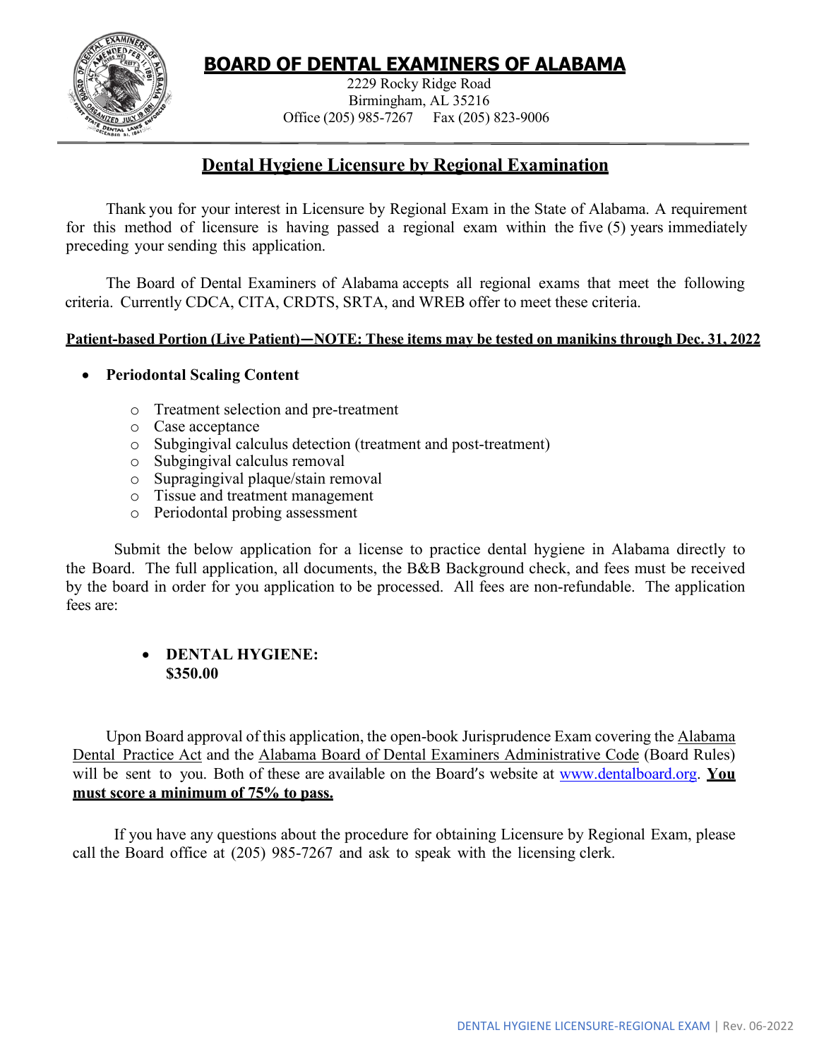# BOARD OF DENTAL EXAMINERS OF ALABAMA

2229 Rocky Ridge Road
Birmingham, AL 35216
Office (205) 985-7267 Fax (205) 823-9006

## Dental Hygiene Licensure by Regional Examination

Thank you for your interest in Licensure by Regional Exam in the State of Alabama. A requirement for this method of licensure is having passed a regional exam within the five (5) years immediately preceding your sending this application.

The Board of Dental Examiners of Alabama accepts all regional exams that meet the following criteria. Currently CDCA, CITA, CRDTS, SRTA, and WREB offer to meet these criteria.

**Patient-based Portion (Live Patient)—NOTE: These items may be tested on manikins through Dec. 31, 2022**

- **Periodontal Scaling Content**
  - Treatment selection and pre-treatment
  - Case acceptance
  - Subgingival calculus detection (treatment and post-treatment)
  - Subgingival calculus removal
  - Supragingival plaque/stain removal
  - Tissue and treatment management
  - Periodontal probing assessment

Submit the below application for a license to practice dental hygiene in Alabama directly to the Board. The full application, all documents, the B&B Background check, and fees must be received by the board in order for you application to be processed. All fees are non-refundable. The application fees are:

- **DENTAL HYGIENE: $350.00**

Upon Board approval of this application, the open-book Jurisprudence Exam covering the Alabama Dental Practice Act and the Alabama Board of Dental Examiners Administrative Code (Board Rules) will be sent to you. Both of these are available on the Board's website at www.dentalboard.org. **You must score a minimum of 75% to pass.**

If you have any questions about the procedure for obtaining Licensure by Regional Exam, please call the Board office at (205) 985-7267 and ask to speak with the licensing clerk.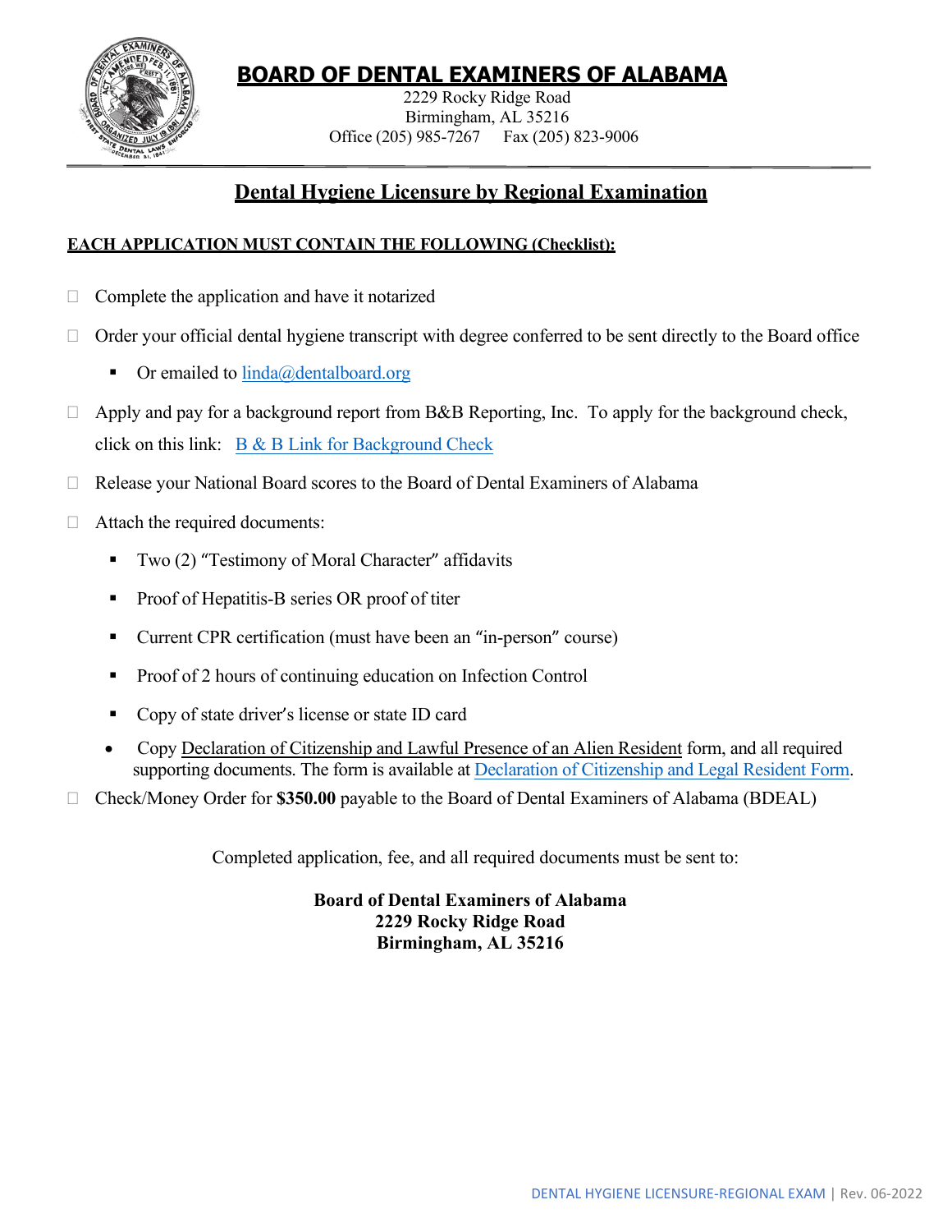# BOARD OF DENTAL EXAMINERS OF ALABAMA

2229 Rocky Ridge Road
Birmingham, AL 35216
Office (205) 985-7267 Fax (205) 823-9006

## Dental Hygiene Licensure by Regional Examination

**EACH APPLICATION MUST CONTAIN THE FOLLOWING (Checklist):**

- ☐ Complete the application and have it notarized
- ☐ Order your official dental hygiene transcript with degree conferred to be sent directly to the Board office
  - Or emailed to linda@dentalboard.org
- ☐ Apply and pay for a background report from B&B Reporting, Inc. To apply for the background check, click on this link: B & B Link for Background Check
- ☐ Release your National Board scores to the Board of Dental Examiners of Alabama
- ☐ Attach the required documents:
  - Two (2) "Testimony of Moral Character" affidavits
  - Proof of Hepatitis-B series OR proof of titer
  - Current CPR certification (must have been an "in-person" course)
  - Proof of 2 hours of continuing education on Infection Control
  - Copy of state driver's license or state ID card
  - Copy Declaration of Citizenship and Lawful Presence of an Alien Resident form, and all required supporting documents. The form is available at Declaration of Citizenship and Legal Resident Form.
- ☐ Check/Money Order for **$350.00** payable to the Board of Dental Examiners of Alabama (BDEAL)

Completed application, fee, and all required documents must be sent to:

**Board of Dental Examiners of Alabama**
**2229 Rocky Ridge Road**
**Birmingham, AL 35216**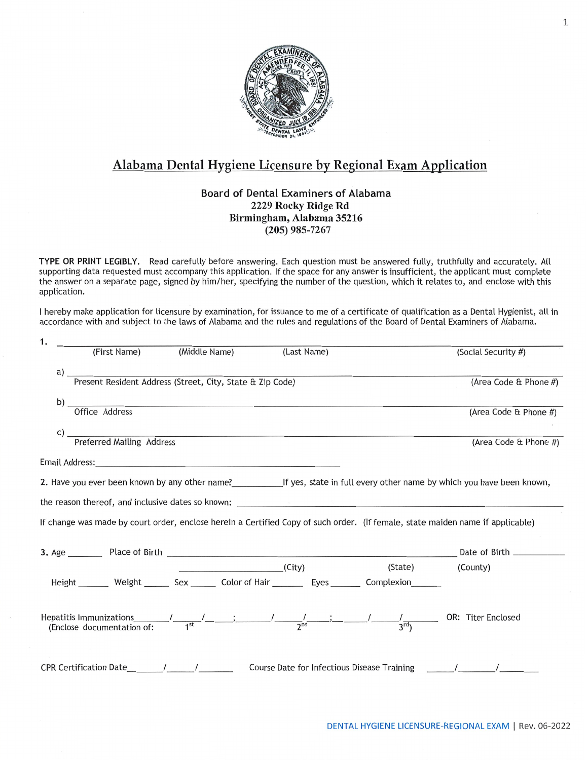# Alabama Dental Hygiene Licensure by Regional Exam Application

**Board of Dental Examiners of Alabama**
**2229 Rocky Ridge Rd**
**Birmingham, Alabama 35216**
**(205) 985-7267**

**TYPE OR PRINT LEGIBLY.** Read carefully before answering. Each question must be answered fully, truthfully and accurately. All supporting data requested must accompany this application. If the space for any answer is insufficient, the applicant must complete the answer on a separate page, signed by him/her, specifying the number of the question, which it relates to, and enclose with this application.

I hereby make application for licensure by examination, for issuance to me of a certificate of qualification as a Dental Hygienist, all in accordance with and subject to the laws of Alabama and the rules and regulations of the Board of Dental Examiners of Alabama.

1. ______________________________________________________________ ____________________
   (First Name) (Middle Name) (Last Name) (Social Security #)

   a) ______________________________________________________________ ____________________
   Present Resident Address (Street, City, State & Zip Code) (Area Code & Phone #)

   b) ______________________________________________________________ ____________________
   Office Address (Area Code & Phone #)

   c) ______________________________________________________________ ____________________
   Preferred Mailing Address (Area Code & Phone #)

Email Address: ______________________________

2. Have you ever been known by any other name? __________ If yes, state in full every other name by which you have been known, the reason thereof, and inclusive dates so known: ______________________________

If change was made by court order, enclose herein a Certified Copy of such order. (If female, state maiden name if applicable)

3. Age ______ Place of Birth ______________________________ Date of Birth __________
   ______________ (City) (State) (County)

   Height ______ Weight ______ Sex ______ Color of Hair ______ Eyes ______ Complexion ______

Hepatitis Immunizations ______/______/______; ______/______/______; ______/______/______ OR: Titer Enclosed
(Enclose documentation of: 1st 2nd 3rd)

CPR Certification Date ______/______/______ Course Date for Infectious Disease Training ______/______/______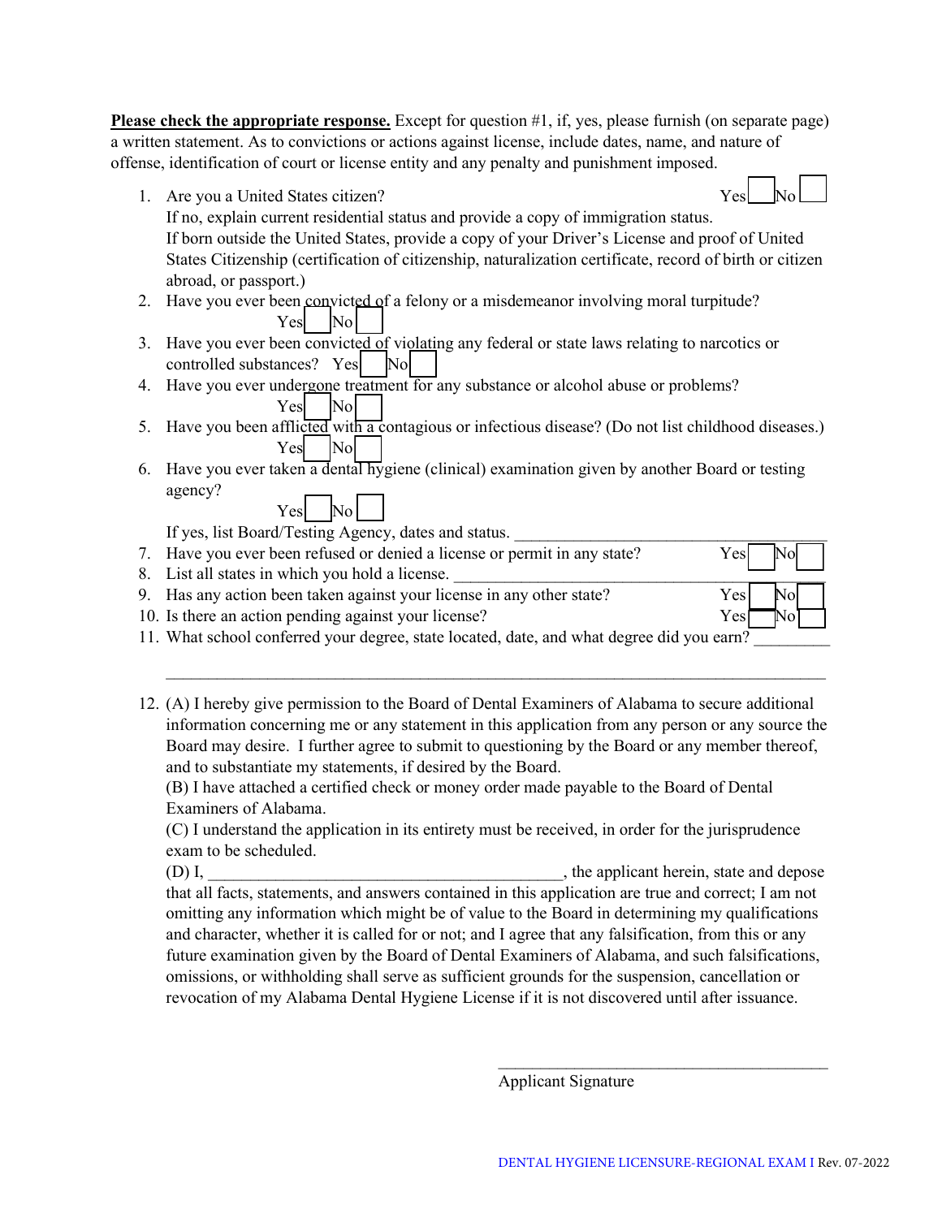**Please check the appropriate response.** Except for question #1, if, yes, please furnish (on separate page) a written statement. As to convictions or actions against license, include dates, name, and nature of offense, identification of court or license entity and any penalty and punishment imposed.

1. Are you a United States citizen? Yes ☐ No ☐
   If no, explain current residential status and provide a copy of immigration status.
   If born outside the United States, provide a copy of your Driver's License and proof of United States Citizenship (certification of citizenship, naturalization certificate, record of birth or citizen abroad, or passport.)
2. Have you ever been convicted of a felony or a misdemeanor involving moral turpitude?
   Yes ☐ No ☐
3. Have you ever been convicted of violating any federal or state laws relating to narcotics or controlled substances? Yes ☐ No ☐
4. Have you ever undergone treatment for any substance or alcohol abuse or problems?
   Yes ☐ No ☐
5. Have you been afflicted with a contagious or infectious disease? (Do not list childhood diseases.)
   Yes ☐ No ☐
6. Have you ever taken a dental hygiene (clinical) examination given by another Board or testing agency?
   Yes ☐ No ☐
   If yes, list Board/Testing Agency, dates and status. ________________________________________
7. Have you ever been refused or denied a license or permit in any state? Yes ☐ No ☐
8. List all states in which you hold a license. ________________________________________
9. Has any action been taken against your license in any other state? Yes ☐ No ☐
10. Is there an action pending against your license? Yes ☐ No ☐
11. What school conferred your degree, state located, date, and what degree did you earn? _________
    ________________________________________________________________________________
12. (A) I hereby give permission to the Board of Dental Examiners of Alabama to secure additional information concerning me or any statement in this application from any person or any source the Board may desire. I further agree to submit to questioning by the Board or any member thereof, and to substantiate my statements, if desired by the Board.
    (B) I have attached a certified check or money order made payable to the Board of Dental Examiners of Alabama.
    (C) I understand the application in its entirety must be received, in order for the jurisprudence exam to be scheduled.
    (D) I, ____________________________________________, the applicant herein, state and depose that all facts, statements, and answers contained in this application are true and correct; I am not omitting any information which might be of value to the Board in determining my qualifications and character, whether it is called for or not; and I agree that any falsification, from this or any future examination given by the Board of Dental Examiners of Alabama, and such falsifications, omissions, or withholding shall serve as sufficient grounds for the suspension, cancellation or revocation of my Alabama Dental Hygiene License if it is not discovered until after issuance.

__________________________________________
Applicant Signature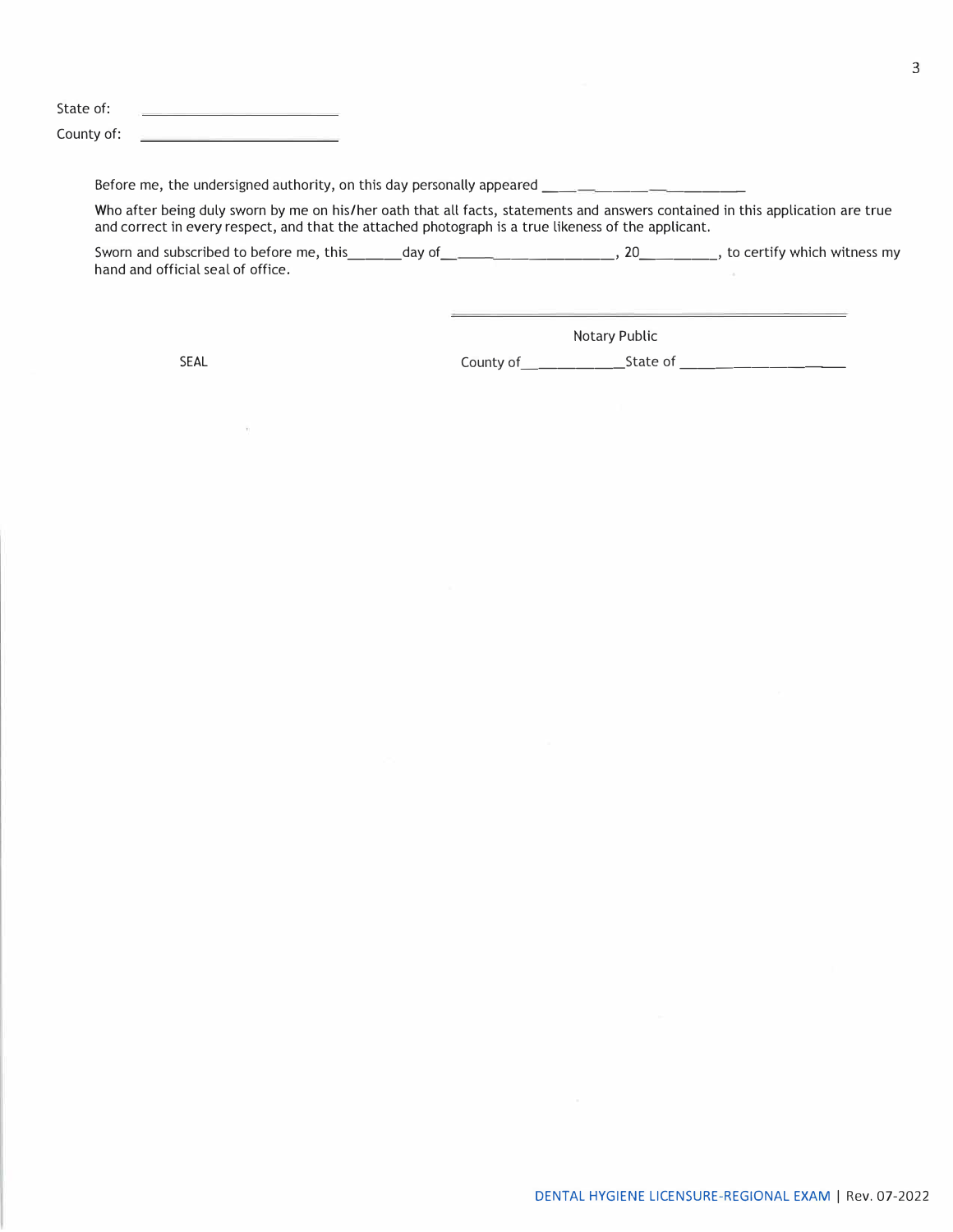State of: ____________________

County of: ____________________

Before me, the undersigned authority, on this day personally appeared ____________________

Who after being duly sworn by me on his/her oath that all facts, statements and answers contained in this application are true and correct in every respect, and that the attached photograph is a true likeness of the applicant.

Sworn and subscribed to before me, this______day of____________________, 20_________, to certify which witness my hand and official seal of office.

____________________________________

Notary Public

SEAL

County of___________State of ____________________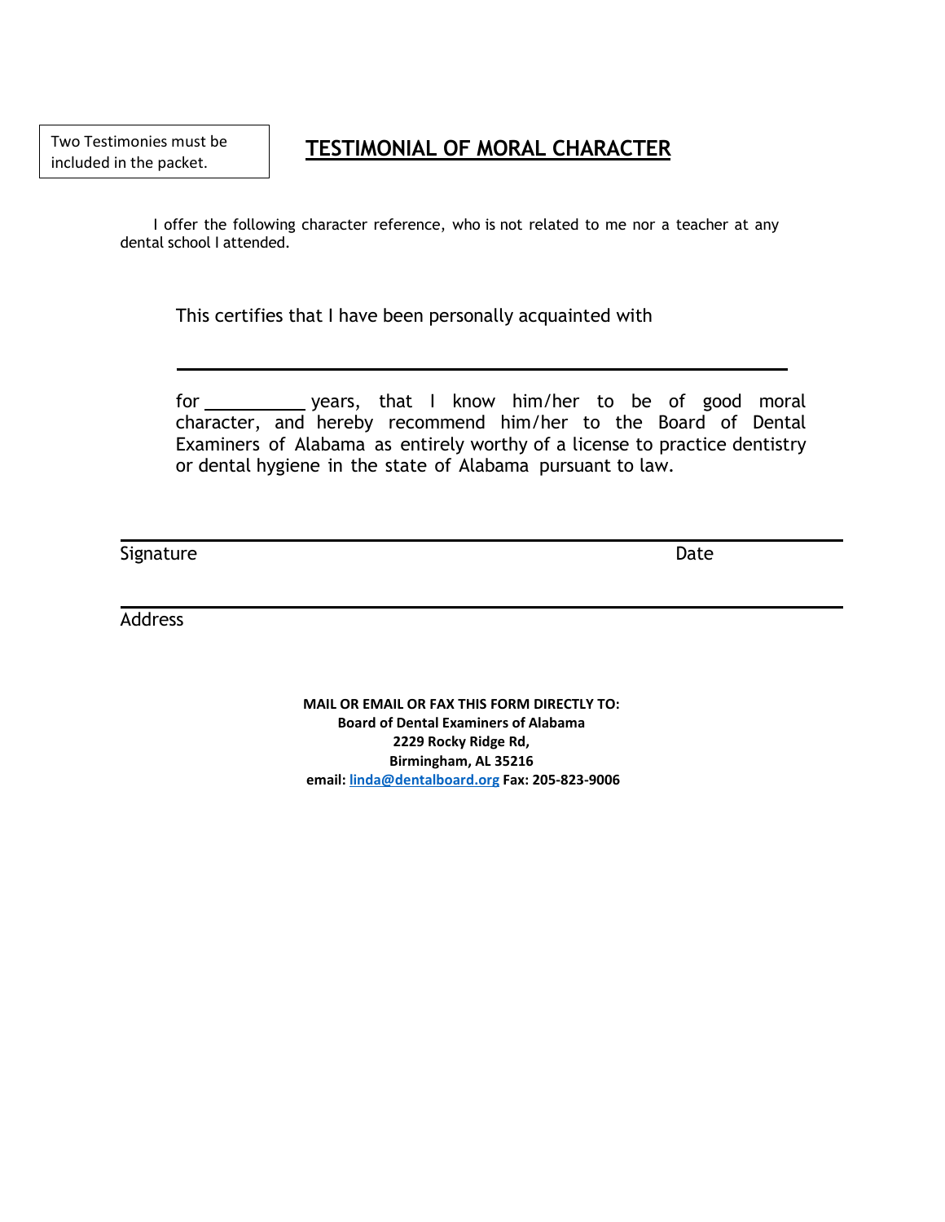Two Testimonies must be included in the packet.

# TESTIMONIAL OF MORAL CHARACTER

I offer the following character reference, who is not related to me nor a teacher at any dental school I attended.

This certifies that I have been personally acquainted with

\_\_\_\_\_\_\_\_\_\_\_\_\_\_\_\_\_\_\_\_\_\_\_\_\_\_\_\_\_\_\_\_\_\_\_\_\_\_\_\_\_\_\_\_\_\_\_\_\_\_\_\_

for \_\_\_\_\_\_\_\_\_\_ years, that I know him/her to be of good moral character, and hereby recommend him/her to the Board of Dental Examiners of Alabama as entirely worthy of a license to practice dentistry or dental hygiene in the state of Alabama pursuant to law.

\_\_\_\_\_\_\_\_\_\_\_\_\_\_\_\_\_\_\_\_\_\_\_\_\_\_\_\_\_\_\_\_\_\_\_\_\_\_\_\_\_\_\_\_\_\_\_\_\_\_\_\_\_\_\_\_\_\_\_\_

Signature Date

\_\_\_\_\_\_\_\_\_\_\_\_\_\_\_\_\_\_\_\_\_\_\_\_\_\_\_\_\_\_\_\_\_\_\_\_\_\_\_\_\_\_\_\_\_\_\_\_\_\_\_\_\_\_\_\_\_\_\_\_

Address

**MAIL OR EMAIL OR FAX THIS FORM DIRECTLY TO:**
**Board of Dental Examiners of Alabama**
**2229 Rocky Ridge Rd,**
**Birmingham, AL 35216**
**email: linda@dentalboard.org Fax: 205-823-9006**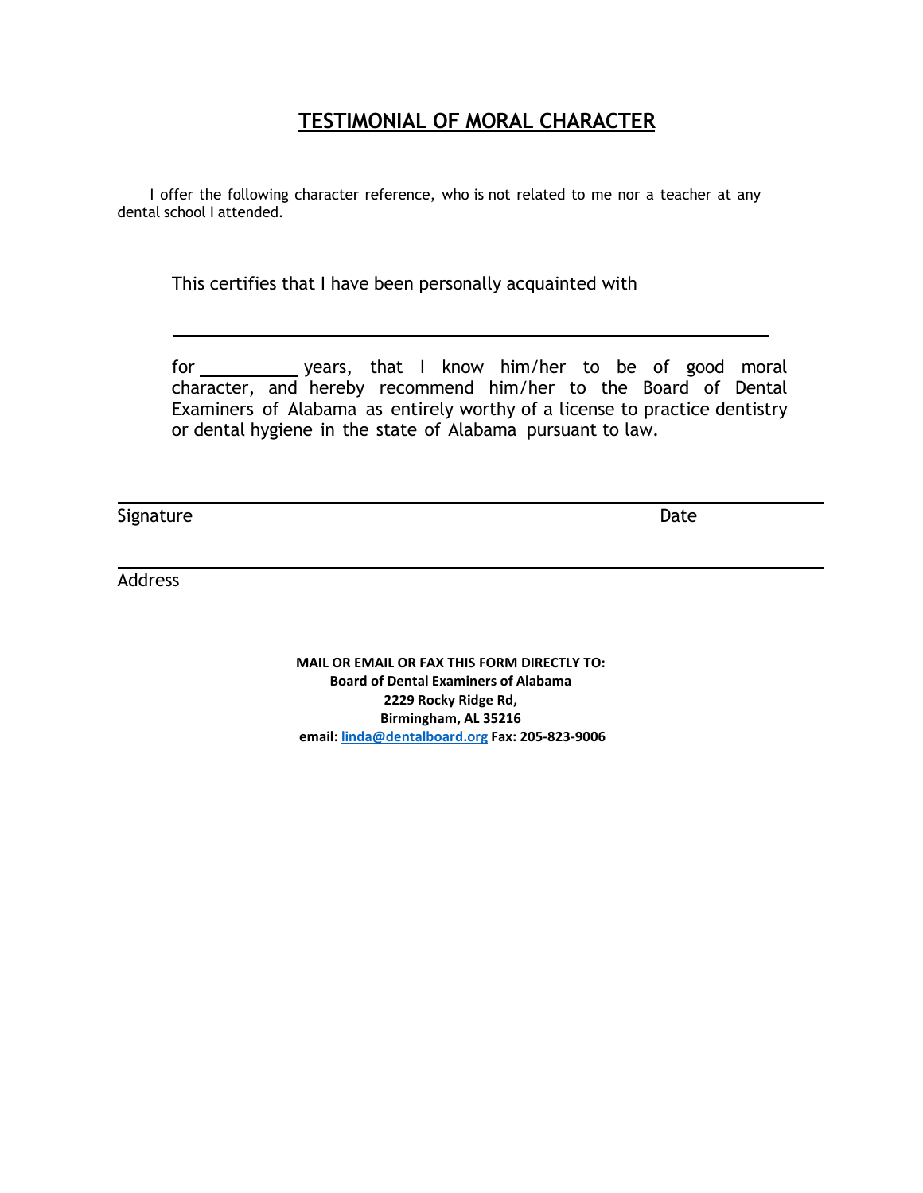# TESTIMONIAL OF MORAL CHARACTER

I offer the following character reference, who is not related to me nor a teacher at any dental school I attended.

This certifies that I have been personally acquainted with

______________________________________________________

for __________ years, that I know him/her to be of good moral character, and hereby recommend him/her to the Board of Dental Examiners of Alabama as entirely worthy of a license to practice dentistry or dental hygiene in the state of Alabama pursuant to law.

______________________________________________________

Signature                                                                                    Date

______________________________________________________

Address

**MAIL OR EMAIL OR FAX THIS FORM DIRECTLY TO:**
**Board of Dental Examiners of Alabama**
**2229 Rocky Ridge Rd,**
**Birmingham, AL 35216**
**email: linda@dentalboard.org Fax: 205-823-9006**